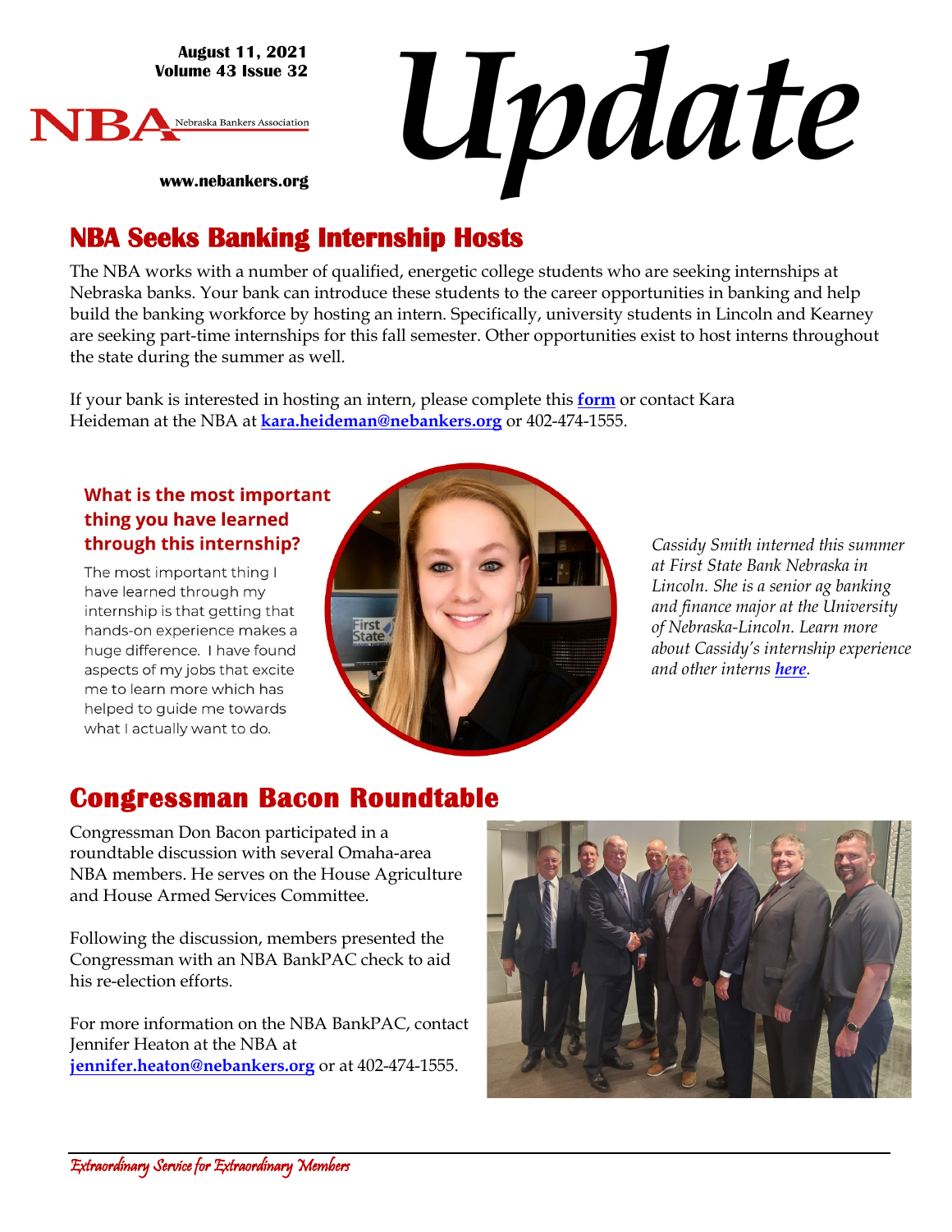August 11, 2021
Volume 43 Issue 32

NBA Nebraska Bankers Association

www.nebankers.org

# Update

## NBA Seeks Banking Internship Hosts

The NBA works with a number of qualified, energetic college students who are seeking internships at Nebraska banks. Your bank can introduce these students to the career opportunities in banking and help build the banking workforce by hosting an intern. Specifically, university students in Lincoln and Kearney are seeking part-time internships for this fall semester. Other opportunities exist to host interns throughout the state during the summer as well.

If your bank is interested in hosting an intern, please complete this **form** or contact Kara Heideman at the NBA at **kara.heideman@nebankers.org** or 402-474-1555.

### What is the most important thing you have learned through this internship?

The most important thing I have learned through my internship is that getting that hands-on experience makes a huge difference. I have found aspects of my jobs that excite me to learn more which has helped to guide me towards what I actually want to do.

*Cassidy Smith interned this summer at First State Bank Nebraska in Lincoln. She is a senior ag banking and finance major at the University of Nebraska-Lincoln. Learn more about Cassidy's internship experience and other interns **here**.*

## Congressman Bacon Roundtable

Congressman Don Bacon participated in a roundtable discussion with several Omaha-area NBA members. He serves on the House Agriculture and House Armed Services Committee.

Following the discussion, members presented the Congressman with an NBA BankPAC check to aid his re-election efforts.

For more information on the NBA BankPAC, contact Jennifer Heaton at the NBA at **jennifer.heaton@nebankers.org** or at 402-474-1555.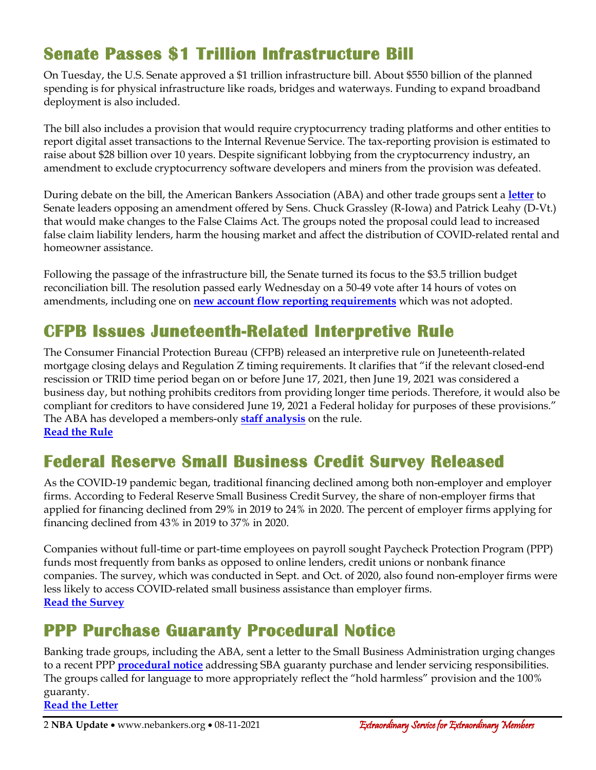## Senate Passes $1 Trillion Infrastructure Bill

On Tuesday, the U.S. Senate approved a $1 trillion infrastructure bill. About $550 billion of the planned spending is for physical infrastructure like roads, bridges and waterways. Funding to expand broadband deployment is also included.

The bill also includes a provision that would require cryptocurrency trading platforms and other entities to report digital asset transactions to the Internal Revenue Service. The tax-reporting provision is estimated to raise about $28 billion over 10 years. Despite significant lobbying from the cryptocurrency industry, an amendment to exclude cryptocurrency software developers and miners from the provision was defeated.

During debate on the bill, the American Bankers Association (ABA) and other trade groups sent a **letter** to Senate leaders opposing an amendment offered by Sens. Chuck Grassley (R-Iowa) and Patrick Leahy (D-Vt.) that would make changes to the False Claims Act. The groups noted the proposal could lead to increased false claim liability lenders, harm the housing market and affect the distribution of COVID-related rental and homeowner assistance.

Following the passage of the infrastructure bill, the Senate turned its focus to the $3.5 trillion budget reconciliation bill. The resolution passed early Wednesday on a 50-49 vote after 14 hours of votes on amendments, including one on **new account flow reporting requirements** which was not adopted.

## CFPB Issues Juneteenth-Related Interpretive Rule

The Consumer Financial Protection Bureau (CFPB) released an interpretive rule on Juneteenth-related mortgage closing delays and Regulation Z timing requirements. It clarifies that "if the relevant closed-end rescission or TRID time period began on or before June 17, 2021, then June 19, 2021 was considered a business day, but nothing prohibits creditors from providing longer time periods. Therefore, it would also be compliant for creditors to have considered June 19, 2021 a Federal holiday for purposes of these provisions." The ABA has developed a members-only **staff analysis** on the rule.
**Read the Rule**

## Federal Reserve Small Business Credit Survey Released

As the COVID-19 pandemic began, traditional financing declined among both non-employer and employer firms. According to Federal Reserve Small Business Credit Survey, the share of non-employer firms that applied for financing declined from 29% in 2019 to 24% in 2020. The percent of employer firms applying for financing declined from 43% in 2019 to 37% in 2020.

Companies without full-time or part-time employees on payroll sought Paycheck Protection Program (PPP) funds most frequently from banks as opposed to online lenders, credit unions or nonbank finance companies. The survey, which was conducted in Sept. and Oct. of 2020, also found non-employer firms were less likely to access COVID-related small business assistance than employer firms.
**Read the Survey**

## PPP Purchase Guaranty Procedural Notice

Banking trade groups, including the ABA, sent a letter to the Small Business Administration urging changes to a recent PPP **procedural notice** addressing SBA guaranty purchase and lender servicing responsibilities. The groups called for language to more appropriately reflect the "hold harmless" provision and the 100% guaranty.
**Read the Letter**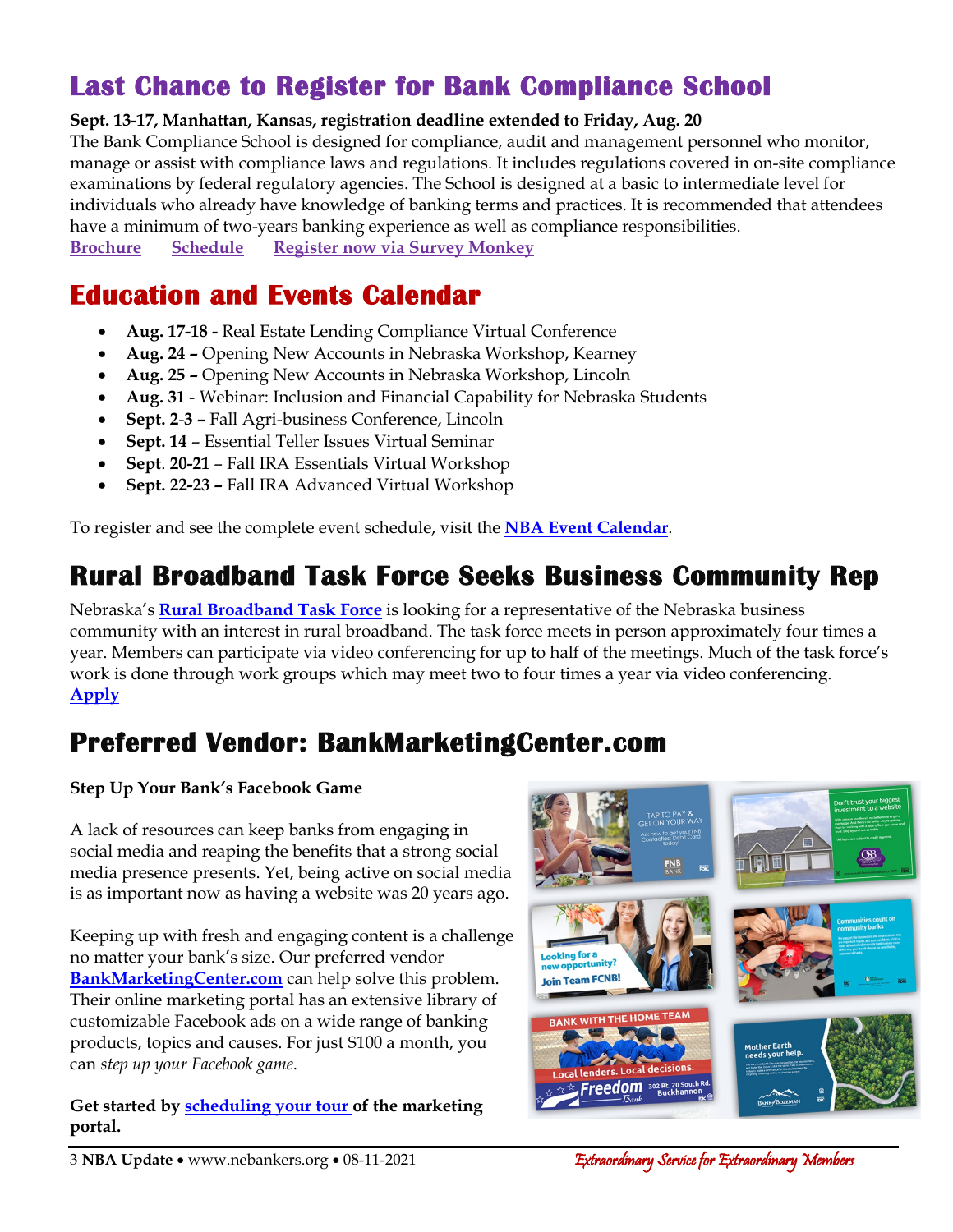## Last Chance to Register for Bank Compliance School

**Sept. 13-17, Manhattan, Kansas, registration deadline extended to Friday, Aug. 20**

The Bank Compliance School is designed for compliance, audit and management personnel who monitor, manage or assist with compliance laws and regulations. It includes regulations covered in on-site compliance examinations by federal regulatory agencies. The School is designed at a basic to intermediate level for individuals who already have knowledge of banking terms and practices. It is recommended that attendees have a minimum of two-years banking experience as well as compliance responsibilities.

**Brochure** **Schedule** **Register now via Survey Monkey**

## Education and Events Calendar

- **Aug. 17-18 -** Real Estate Lending Compliance Virtual Conference
- **Aug. 24 –** Opening New Accounts in Nebraska Workshop, Kearney
- **Aug. 25 –** Opening New Accounts in Nebraska Workshop, Lincoln
- **Aug. 31** - Webinar: Inclusion and Financial Capability for Nebraska Students
- **Sept. 2-3 –** Fall Agri-business Conference, Lincoln
- **Sept. 14** – Essential Teller Issues Virtual Seminar
- **Sept. 20-21** – Fall IRA Essentials Virtual Workshop
- **Sept. 22-23 –** Fall IRA Advanced Virtual Workshop

To register and see the complete event schedule, visit the **NBA Event Calendar**.

## Rural Broadband Task Force Seeks Business Community Rep

Nebraska's **Rural Broadband Task Force** is looking for a representative of the Nebraska business community with an interest in rural broadband. The task force meets in person approximately four times a year. Members can participate via video conferencing for up to half of the meetings. Much of the task force's work is done through work groups which may meet two to four times a year via video conferencing.

**Apply**

## Preferred Vendor: BankMarketingCenter.com

**Step Up Your Bank's Facebook Game**

A lack of resources can keep banks from engaging in social media and reaping the benefits that a strong social media presence presents. Yet, being active on social media is as important now as having a website was 20 years ago.

Keeping up with fresh and engaging content is a challenge no matter your bank's size. Our preferred vendor **BankMarketingCenter.com** can help solve this problem. Their online marketing portal has an extensive library of customizable Facebook ads on a wide range of banking products, topics and causes. For just $100 a month, you can *step up your Facebook game.*

**Get started by scheduling your tour of the marketing portal.**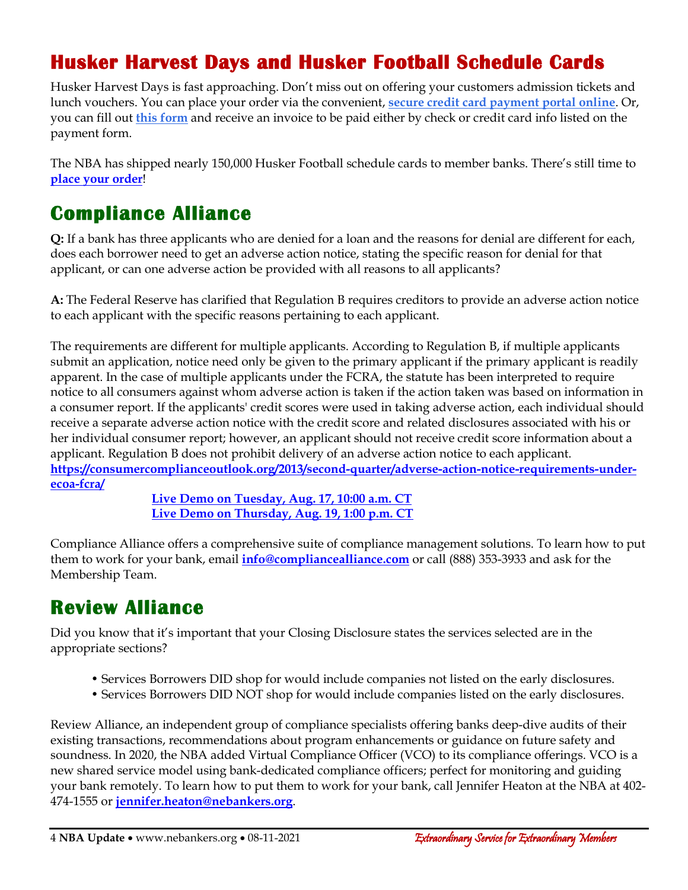## Husker Harvest Days and Husker Football Schedule Cards

Husker Harvest Days is fast approaching. Don't miss out on offering your customers admission tickets and lunch vouchers. You can place your order via the convenient, **secure credit card payment portal online**. Or, you can fill out **this form** and receive an invoice to be paid either by check or credit card info listed on the payment form.

The NBA has shipped nearly 150,000 Husker Football schedule cards to member banks. There's still time to **place your order**!

## Compliance Alliance

**Q:** If a bank has three applicants who are denied for a loan and the reasons for denial are different for each, does each borrower need to get an adverse action notice, stating the specific reason for denial for that applicant, or can one adverse action be provided with all reasons to all applicants?

**A:** The Federal Reserve has clarified that Regulation B requires creditors to provide an adverse action notice to each applicant with the specific reasons pertaining to each applicant.

The requirements are different for multiple applicants. According to Regulation B, if multiple applicants submit an application, notice need only be given to the primary applicant if the primary applicant is readily apparent. In the case of multiple applicants under the FCRA, the statute has been interpreted to require notice to all consumers against whom adverse action is taken if the action taken was based on information in a consumer report. If the applicants' credit scores were used in taking adverse action, each individual should receive a separate adverse action notice with the credit score and related disclosures associated with his or her individual consumer report; however, an applicant should not receive credit score information about a applicant. Regulation B does not prohibit delivery of an adverse action notice to each applicant.
**https://consumercomplianceoutlook.org/2013/second-quarter/adverse-action-notice-requirements-under-ecoa-fcra/**

**Live Demo on Tuesday, Aug. 17, 10:00 a.m. CT**
**Live Demo on Thursday, Aug. 19, 1:00 p.m. CT**

Compliance Alliance offers a comprehensive suite of compliance management solutions. To learn how to put them to work for your bank, email **info@compliancealliance.com** or call (888) 353-3933 and ask for the Membership Team.

## Review Alliance

Did you know that it's important that your Closing Disclosure states the services selected are in the appropriate sections?

- Services Borrowers DID shop for would include companies not listed on the early disclosures.
- Services Borrowers DID NOT shop for would include companies listed on the early disclosures.

Review Alliance, an independent group of compliance specialists offering banks deep-dive audits of their existing transactions, recommendations about program enhancements or guidance on future safety and soundness. In 2020, the NBA added Virtual Compliance Officer (VCO) to its compliance offerings. VCO is a new shared service model using bank-dedicated compliance officers; perfect for monitoring and guiding your bank remotely. To learn how to put them to work for your bank, call Jennifer Heaton at the NBA at 402-474-1555 or **jennifer.heaton@nebankers.org**.